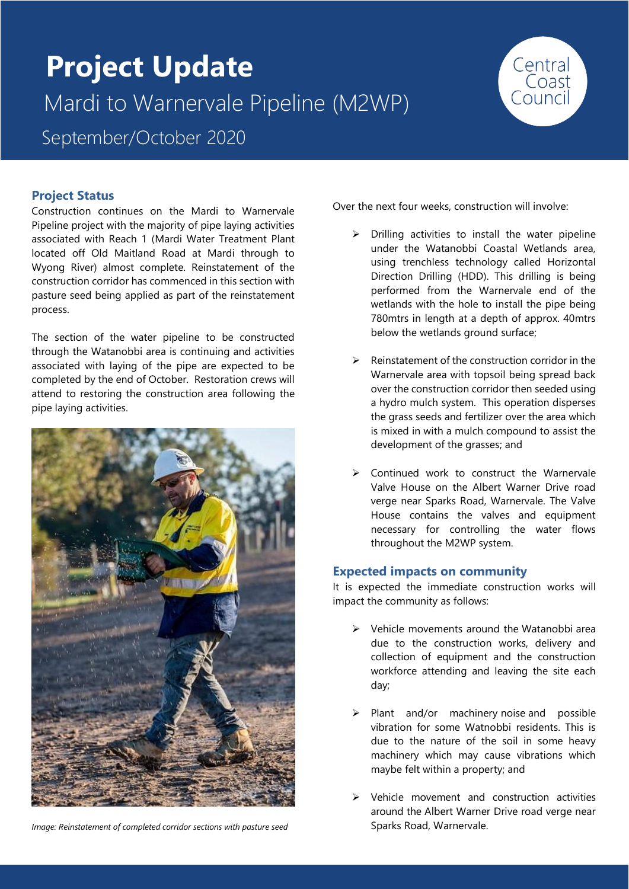# Project Update

Mardi to Warnervale Pipeline (M2WP)

September/October 2020

Central Coast Council

## Project Status

Construction continues on the Mardi to Warnervale Pipeline project with the majority of pipe laying activities associated with Reach 1 (Mardi Water Treatment Plant located off Old Maitland Road at Mardi through to Wyong River) almost complete. Reinstatement of the construction corridor has commenced in this section with pasture seed being applied as part of the reinstatement process.

The section of the water pipeline to be constructed through the Watanobbi area is continuing and activities associated with laying of the pipe are expected to be completed by the end of October. Restoration crews will attend to restoring the construction area following the pipe laying activities.

*Image: Reinstatement of completed corridor sections with pasture seed*

Over the next four weeks, construction will involve:

- Drilling activities to install the water pipeline under the Watanobbi Coastal Wetlands area, using trenchless technology called Horizontal Direction Drilling (HDD). This drilling is being performed from the Warnervale end of the wetlands with the hole to install the pipe being 780mtrs in length at a depth of approx. 40mtrs below the wetlands ground surface;
- Reinstatement of the construction corridor in the Warnervale area with topsoil being spread back over the construction corridor then seeded using a hydro mulch system. This operation disperses the grass seeds and fertilizer over the area which is mixed in with a mulch compound to assist the development of the grasses; and
- Continued work to construct the Warnervale Valve House on the Albert Warner Drive road verge near Sparks Road, Warnervale. The Valve House contains the valves and equipment necessary for controlling the water flows throughout the M2WP system.

## Expected impacts on community

It is expected the immediate construction works will impact the community as follows:

- Vehicle movements around the Watanobbi area due to the construction works, delivery and collection of equipment and the construction workforce attending and leaving the site each day;
- Plant and/or machinery noise and possible vibration for some Watnobbi residents. This is due to the nature of the soil in some heavy machinery which may cause vibrations which maybe felt within a property; and
- Vehicle movement and construction activities around the Albert Warner Drive road verge near Sparks Road, Warnervale.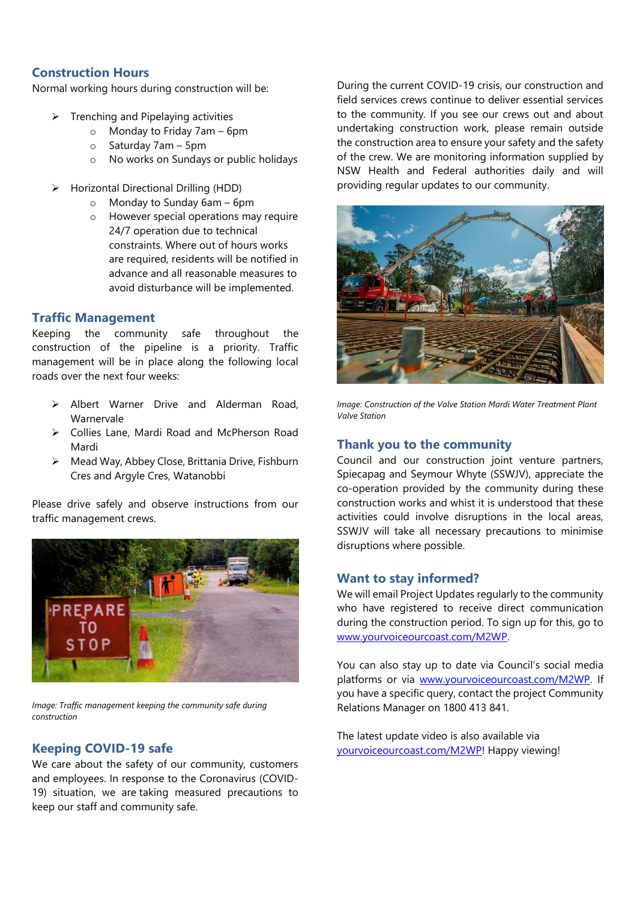## Construction Hours

Normal working hours during construction will be:

- Trenching and Pipelaying activities
  - Monday to Friday 7am – 6pm
  - Saturday 7am – 5pm
  - No works on Sundays or public holidays
- Horizontal Directional Drilling (HDD)
  - Monday to Sunday 6am – 6pm
  - However special operations may require 24/7 operation due to technical constraints. Where out of hours works are required, residents will be notified in advance and all reasonable measures to avoid disturbance will be implemented.

## Traffic Management

Keeping the community safe throughout the construction of the pipeline is a priority. Traffic management will be in place along the following local roads over the next four weeks:

- Albert Warner Drive and Alderman Road, Warnervale
- Collies Lane, Mardi Road and McPherson Road Mardi
- Mead Way, Abbey Close, Brittania Drive, Fishburn Cres and Argyle Cres, Watanobbi

Please drive safely and observe instructions from our traffic management crews.

*Image: Traffic management keeping the community safe during construction*

## Keeping COVID-19 safe

We care about the safety of our community, customers and employees. In response to the Coronavirus (COVID-19) situation, we are taking measured precautions to keep our staff and community safe.

During the current COVID-19 crisis, our construction and field services crews continue to deliver essential services to the community. If you see our crews out and about undertaking construction work, please remain outside the construction area to ensure your safety and the safety of the crew. We are monitoring information supplied by NSW Health and Federal authorities daily and will providing regular updates to our community.

*Image: Construction of the Valve Station Mardi Water Treatment Plant Valve Station*

## Thank you to the community

Council and our construction joint venture partners, Spiecapag and Seymour Whyte (SSWJV), appreciate the co-operation provided by the community during these construction works and whist it is understood that these activities could involve disruptions in the local areas, SSWJV will take all necessary precautions to minimise disruptions where possible.

## Want to stay informed?

We will email Project Updates regularly to the community who have registered to receive direct communication during the construction period. To sign up for this, go to www.yourvoiceourcoast.com/M2WP.

You can also stay up to date via Council's social media platforms or via www.yourvoiceourcoast.com/M2WP. If you have a specific query, contact the project Community Relations Manager on 1800 413 841.

The latest update video is also available via yourvoiceourcoast.com/M2WP! Happy viewing!